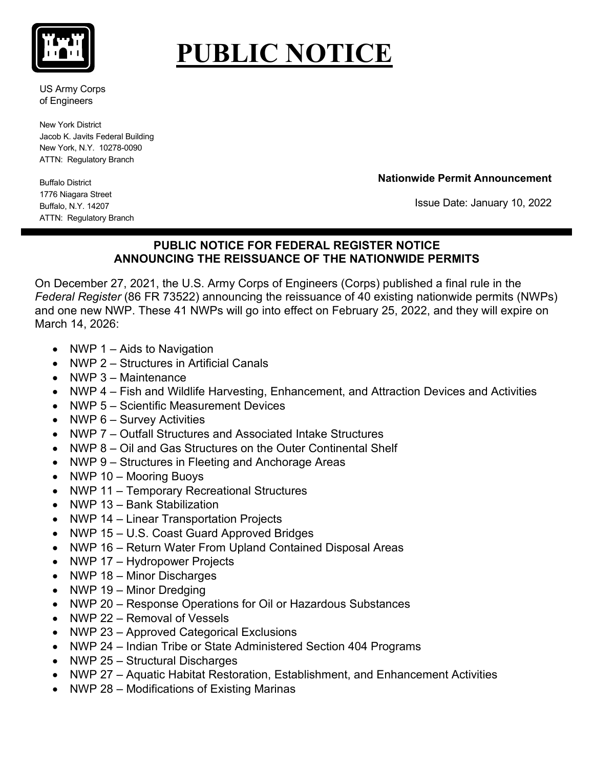# PUBLIC NOTICE

US Army Corps of Engineers

New York District
Jacob K. Javits Federal Building
New York, N.Y. 10278-0090
ATTN: Regulatory Branch

Buffalo District
1776 Niagara Street
Buffalo, N.Y. 14207
ATTN: Regulatory Branch

**Nationwide Permit Announcement**

Issue Date: January 10, 2022

## PUBLIC NOTICE FOR FEDERAL REGISTER NOTICE ANNOUNCING THE REISSUANCE OF THE NATIONWIDE PERMITS

On December 27, 2021, the U.S. Army Corps of Engineers (Corps) published a final rule in the *Federal Register* (86 FR 73522) announcing the reissuance of 40 existing nationwide permits (NWPs) and one new NWP. These 41 NWPs will go into effect on February 25, 2022, and they will expire on March 14, 2026:

- NWP 1 – Aids to Navigation
- NWP 2 – Structures in Artificial Canals
- NWP 3 – Maintenance
- NWP 4 – Fish and Wildlife Harvesting, Enhancement, and Attraction Devices and Activities
- NWP 5 – Scientific Measurement Devices
- NWP 6 – Survey Activities
- NWP 7 – Outfall Structures and Associated Intake Structures
- NWP 8 – Oil and Gas Structures on the Outer Continental Shelf
- NWP 9 – Structures in Fleeting and Anchorage Areas
- NWP 10 – Mooring Buoys
- NWP 11 – Temporary Recreational Structures
- NWP 13 – Bank Stabilization
- NWP 14 – Linear Transportation Projects
- NWP 15 – U.S. Coast Guard Approved Bridges
- NWP 16 – Return Water From Upland Contained Disposal Areas
- NWP 17 – Hydropower Projects
- NWP 18 – Minor Discharges
- NWP 19 – Minor Dredging
- NWP 20 – Response Operations for Oil or Hazardous Substances
- NWP 22 – Removal of Vessels
- NWP 23 – Approved Categorical Exclusions
- NWP 24 – Indian Tribe or State Administered Section 404 Programs
- NWP 25 – Structural Discharges
- NWP 27 – Aquatic Habitat Restoration, Establishment, and Enhancement Activities
- NWP 28 – Modifications of Existing Marinas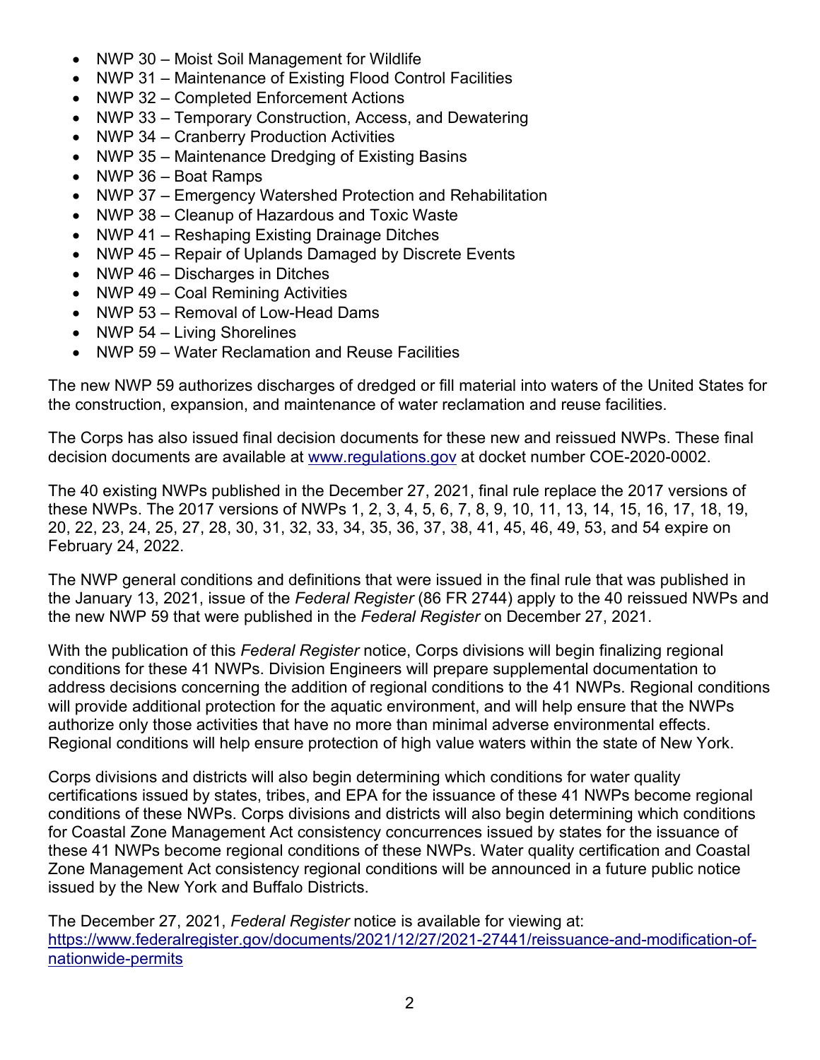- NWP 30 – Moist Soil Management for Wildlife
- NWP 31 – Maintenance of Existing Flood Control Facilities
- NWP 32 – Completed Enforcement Actions
- NWP 33 – Temporary Construction, Access, and Dewatering
- NWP 34 – Cranberry Production Activities
- NWP 35 – Maintenance Dredging of Existing Basins
- NWP 36 – Boat Ramps
- NWP 37 – Emergency Watershed Protection and Rehabilitation
- NWP 38 – Cleanup of Hazardous and Toxic Waste
- NWP 41 – Reshaping Existing Drainage Ditches
- NWP 45 – Repair of Uplands Damaged by Discrete Events
- NWP 46 – Discharges in Ditches
- NWP 49 – Coal Remining Activities
- NWP 53 – Removal of Low-Head Dams
- NWP 54 – Living Shorelines
- NWP 59 – Water Reclamation and Reuse Facilities

The new NWP 59 authorizes discharges of dredged or fill material into waters of the United States for the construction, expansion, and maintenance of water reclamation and reuse facilities.

The Corps has also issued final decision documents for these new and reissued NWPs. These final decision documents are available at [www.regulations.gov](www.regulations.gov) at docket number COE-2020-0002.

The 40 existing NWPs published in the December 27, 2021, final rule replace the 2017 versions of these NWPs. The 2017 versions of NWPs 1, 2, 3, 4, 5, 6, 7, 8, 9, 10, 11, 13, 14, 15, 16, 17, 18, 19, 20, 22, 23, 24, 25, 27, 28, 30, 31, 32, 33, 34, 35, 36, 37, 38, 41, 45, 46, 49, 53, and 54 expire on February 24, 2022.

The NWP general conditions and definitions that were issued in the final rule that was published in the January 13, 2021, issue of the *Federal Register* (86 FR 2744) apply to the 40 reissued NWPs and the new NWP 59 that were published in the *Federal Register* on December 27, 2021.

With the publication of this *Federal Register* notice, Corps divisions will begin finalizing regional conditions for these 41 NWPs. Division Engineers will prepare supplemental documentation to address decisions concerning the addition of regional conditions to the 41 NWPs. Regional conditions will provide additional protection for the aquatic environment, and will help ensure that the NWPs authorize only those activities that have no more than minimal adverse environmental effects. Regional conditions will help ensure protection of high value waters within the state of New York.

Corps divisions and districts will also begin determining which conditions for water quality certifications issued by states, tribes, and EPA for the issuance of these 41 NWPs become regional conditions of these NWPs. Corps divisions and districts will also begin determining which conditions for Coastal Zone Management Act consistency concurrences issued by states for the issuance of these 41 NWPs become regional conditions of these NWPs. Water quality certification and Coastal Zone Management Act consistency regional conditions will be announced in a future public notice issued by the New York and Buffalo Districts.

The December 27, 2021, *Federal Register* notice is available for viewing at: [https://www.federalregister.gov/documents/2021/12/27/2021-27441/reissuance-and-modification-of-nationwide-permits](https://www.federalregister.gov/documents/2021/12/27/2021-27441/reissuance-and-modification-of-nationwide-permits)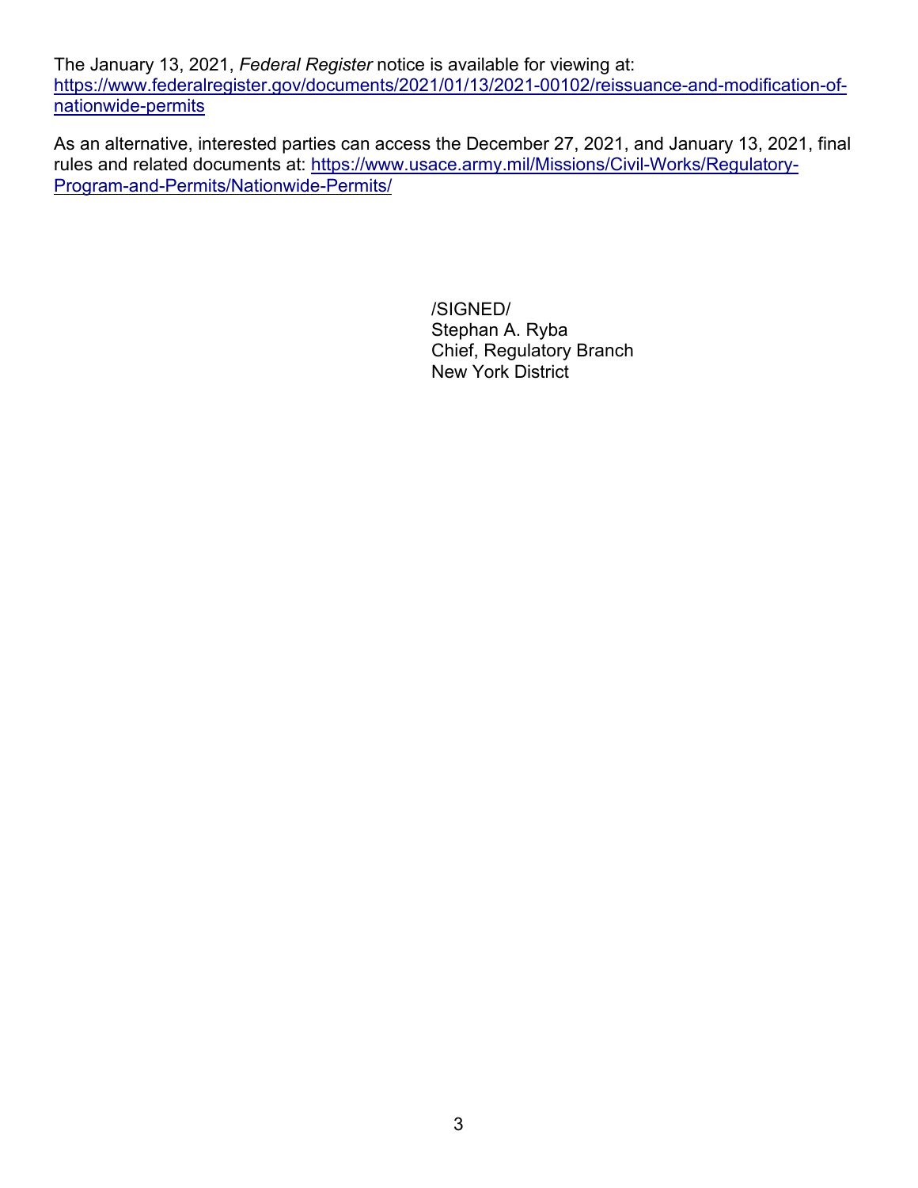The January 13, 2021, *Federal Register* notice is available for viewing at: [https://www.federalregister.gov/documents/2021/01/13/2021-00102/reissuance-and-modification-of-nationwide-permits](https://www.federalregister.gov/documents/2021/01/13/2021-00102/reissuance-and-modification-of-nationwide-permits)

As an alternative, interested parties can access the December 27, 2021, and January 13, 2021, final rules and related documents at: [https://www.usace.army.mil/Missions/Civil-Works/Regulatory-Program-and-Permits/Nationwide-Permits/](https://www.usace.army.mil/Missions/Civil-Works/Regulatory-Program-and-Permits/Nationwide-Permits/)

/SIGNED/
Stephan A. Ryba
Chief, Regulatory Branch
New York District